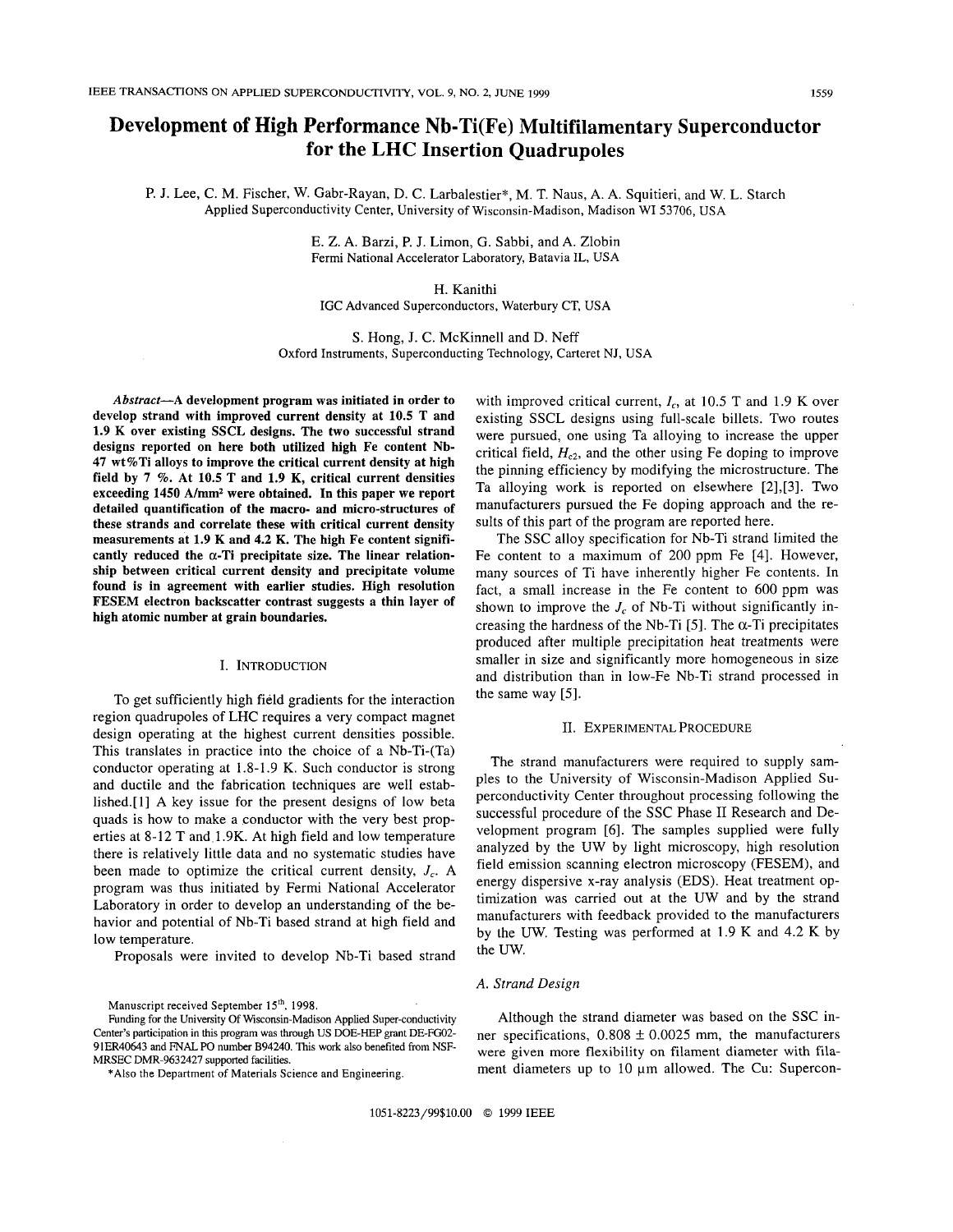# Development of High Performance Nb-Ti(Fe) Multifilamentary Superconductor for the LHC Insertion Quadrupoles

P. J. Lee, C. M. Fischer, W. Gabr-Rayan, D. C. Larbalestier*, M. T. Naus, A. A. Squitieri, and W. L. Starch
Applied Superconductivity Center, University of Wisconsin-Madison, Madison WI 53706, USA

E. Z. A. Barzi, P. J. Limon, G. Sabbi, and A. Zlobin
Fermi National Accelerator Laboratory, Batavia IL, USA

H. Kanithi
IGC Advanced Superconductors, Waterbury CT, USA

S. Hong, J. C. McKinnell and D. Neff
Oxford Instruments, Superconducting Technology, Carteret NJ, USA

***Abstract*—A development program was initiated in order to develop strand with improved current density at 10.5 T and 1.9 K over existing SSCL designs. The two successful strand designs reported on here both utilized high Fe content Nb-47 wt%Ti alloys to improve the critical current density at high field by 7 %. At 10.5 T and 1.9 K, critical current densities exceeding 1450 A/mm² were obtained. In this paper we report detailed quantification of the macro- and micro-structures of these strands and correlate these with critical current density measurements at 1.9 K and 4.2 K. The high Fe content significantly reduced the α-Ti precipitate size. The linear relationship between critical current density and precipitate volume found is in agreement with earlier studies. High resolution FESEM electron backscatter contrast suggests a thin layer of high atomic number at grain boundaries.**

## I. Introduction

To get sufficiently high field gradients for the interaction region quadrupoles of LHC requires a very compact magnet design operating at the highest current densities possible. This translates in practice into the choice of a Nb-Ti-(Ta) conductor operating at 1.8-1.9 K. Such conductor is strong and ductile and the fabrication techniques are well established.[1] A key issue for the present designs of low beta quads is how to make a conductor with the very best properties at 8-12 T and 1.9K. At high field and low temperature there is relatively little data and no systematic studies have been made to optimize the critical current density, $J_c$. A program was thus initiated by Fermi National Accelerator Laboratory in order to develop an understanding of the behavior and potential of Nb-Ti based strand at high field and low temperature.

Proposals were invited to develop Nb-Ti based strand with improved critical current, $I_c$, at 10.5 T and 1.9 K over existing SSCL designs using full-scale billets. Two routes were pursued, one using Ta alloying to increase the upper critical field, $H_{c2}$, and the other using Fe doping to improve the pinning efficiency by modifying the microstructure. The Ta alloying work is reported on elsewhere [2],[3]. Two manufacturers pursued the Fe doping approach and the results of this part of the program are reported here.

The SSC alloy specification for Nb-Ti strand limited the Fe content to a maximum of 200 ppm Fe [4]. However, many sources of Ti have inherently higher Fe contents. In fact, a small increase in the Fe content to 600 ppm was shown to improve the $J_c$ of Nb-Ti without significantly increasing the hardness of the Nb-Ti [5]. The α-Ti precipitates produced after multiple precipitation heat treatments were smaller in size and significantly more homogeneous in size and distribution than in low-Fe Nb-Ti strand processed in the same way [5].

## II. Experimental Procedure

The strand manufacturers were required to supply samples to the University of Wisconsin-Madison Applied Superconductivity Center throughout processing following the successful procedure of the SSC Phase II Research and Development program [6]. The samples supplied were fully analyzed by the UW by light microscopy, high resolution field emission scanning electron microscopy (FESEM), and energy dispersive x-ray analysis (EDS). Heat treatment optimization was carried out at the UW and by the strand manufacturers with feedback provided to the manufacturers by the UW. Testing was performed at 1.9 K and 4.2 K by the UW.

### *A. Strand Design*

Although the strand diameter was based on the SSC inner specifications, 0.808 ± 0.0025 mm, the manufacturers were given more flexibility on filament diameter with filament diameters up to 10 μm allowed. The Cu: Supercon-

Manuscript received September 15th, 1998.

Funding for the University Of Wisconsin-Madison Applied Super-conductivity Center's participation in this program was through US DOE-HEP grant DE-FG02-91ER40643 and FNAL PO number B94240. This work also benefited from NSF-MRSEC DMR-9632427 supported facilities.

*Also the Department of Materials Science and Engineering.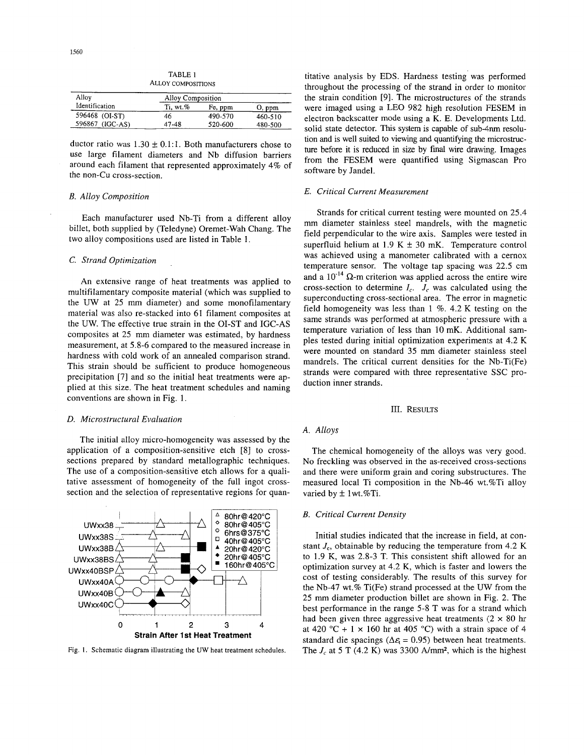TABLE 1
ALLOY COMPOSITIONS

| Alloy Identification | Alloy Composition | | |
|---|---|---|---|
| | Ti, wt.% | Fe, ppm | O, ppm |
| 596468 (OI-ST) | 46 | 490-570 | 460-510 |
| 596867 (IGC-AS) | 47-48 | 520-600 | 480-500 |

ductor ratio was $1.30 \pm 0.1$:1. Both manufacturers chose to use large filament diameters and Nb diffusion barriers around each filament that represented approximately 4% of the non-Cu cross-section.

### B. Alloy Composition

Each manufacturer used Nb-Ti from a different alloy billet, both supplied by (Teledyne) Oremet-Wah Chang. The two alloy compositions used are listed in Table 1.

### C. Strand Optimization

An extensive range of heat treatments was applied to multifilamentary composite material (which was supplied to the UW at 25 mm diameter) and some monofilamentary material was also re-stacked into 61 filament composites at the UW. The effective true strain in the OI-ST and IGC-AS composites at 25 mm diameter was estimated, by hardness measurement, at 5.8-6 compared to the measured increase in hardness with cold work of an annealed comparison strand. This strain should be sufficient to produce homogeneous precipitation [7] and so the initial heat treatments were applied at this size. The heat treatment schedules and naming conventions are shown in Fig. 1.

### D. Microstructural Evaluation

The initial alloy micro-homogeneity was assessed by the application of a composition-sensitive etch [8] to cross-sections prepared by standard metallographic techniques. The use of a composition-sensitive etch allows for a qualitative assessment of homogeneity of the full ingot cross-section and the selection of representative regions for quantitative analysis by EDS. Hardness testing was performed throughout the processing of the strand in order to monitor the strain condition [9]. The microstructures of the strands were imaged using a LEO 982 high resolution FESEM in electron backscatter mode using a K. E. Developments Ltd. solid state detector. This system is capable of sub-4nm resolution and is well suited to viewing and quantifying the microstructure before it is reduced in size by final wire drawing. Images from the FESEM were quantified using Sigmascan Pro software by Jandel.

Fig. 1. Schematic diagram illustrating the UW heat treatment schedules.

### E. Critical Current Measurement

Strands for critical current testing were mounted on 25.4 mm diameter stainless steel mandrels, with the magnetic field perpendicular to the wire axis. Samples were tested in superfluid helium at 1.9 K ± 30 mK. Temperature control was achieved using a manometer calibrated with a cernox temperature sensor. The voltage tap spacing was 22.5 cm and a $10^{-14}$ Ω-m criterion was applied across the entire wire cross-section to determine $I_c$. $J_c$ was calculated using the superconducting cross-sectional area. The error in magnetic field homogeneity was less than 1 %. 4.2 K testing on the same strands was performed at atmospheric pressure with a temperature variation of less than 10 mK. Additional samples tested during initial optimization experiments at 4.2 K were mounted on standard 35 mm diameter stainless steel mandrels. The critical current densities for the Nb-Ti(Fe) strands were compared with three representative SSC production inner strands.

## III. RESULTS

### A. Alloys

The chemical homogeneity of the alloys was very good. No freckling was observed in the as-received cross-sections and there were uniform grain and coring substructures. The measured local Ti composition in the Nb-46 wt.%Ti alloy varied by ± 1wt.%Ti.

### B. Critical Current Density

Initial studies indicated that the increase in field, at constant $J_c$, obtainable by reducing the temperature from 4.2 K to 1.9 K, was 2.8-3 T. This consistent shift allowed for an optimization survey at 4.2 K, which is faster and lowers the cost of testing considerably. The results of this survey for the Nb-47 wt.% Ti(Fe) strand processed at the UW from the 25 mm diameter production billet are shown in Fig. 2. The best performance in the range 5-8 T was for a strand which had been given three aggressive heat treatments (2 × 80 hr at 420 °C + 1 × 160 hr at 405 °C) with a strain space of 4 standard die spacings ($\Delta\varepsilon_t = 0.95$) between heat treatments. The $J_c$ at 5 T (4.2 K) was 3300 A/mm², which is the highest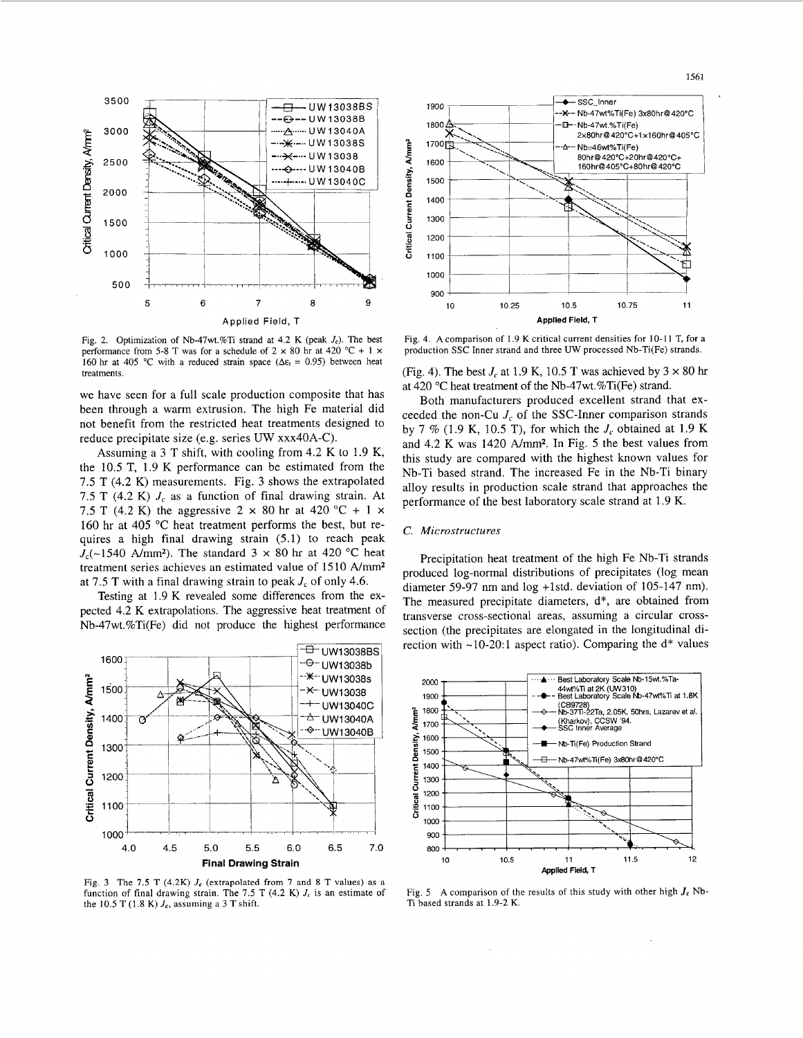Fig. 2. Optimization of Nb-47wt.%Ti strand at 4.2 K (peak $J_c$). The best performance from 5-8 T was for a schedule of 2 × 80 hr at 420 °C + 1 × 160 hr at 405 °C with a reduced strain space ($\Delta\varepsilon_t$ = 0.95) between heat treatments.

we have seen for a full scale production composite that has been through a warm extrusion. The high Fe material did not benefit from the restricted heat treatments designed to reduce precipitate size (e.g. series UW xxx40A-C).

Assuming a 3 T shift, with cooling from 4.2 K to 1.9 K, the 10.5 T, 1.9 K performance can be estimated from the 7.5 T (4.2 K) measurements. Fig. 3 shows the extrapolated 7.5 T (4.2 K) $J_c$ as a function of final drawing strain. At 7.5 T (4.2 K) the aggressive 2 × 80 hr at 420 °C + 1 × 160 hr at 405 °C heat treatment performs the best, but requires a high final drawing strain (5.1) to reach peak $J_c$(~1540 A/mm²). The standard 3 × 80 hr at 420 °C heat treatment series achieves an estimated value of 1510 A/mm² at 7.5 T with a final drawing strain to peak $J_c$ of only 4.6.

Testing at 1.9 K revealed some differences from the expected 4.2 K extrapolations. The aggressive heat treatment of Nb-47wt.%Ti(Fe) did not produce the highest performance

Fig. 3 The 7.5 T (4.2K) $J_c$ (extrapolated from 7 and 8 T values) as a function of final drawing strain. The 7.5 T (4.2 K) $J_c$ is an estimate of the 10.5 T (1.8 K) $J_c$, assuming a 3 T shift.

Fig. 4. A comparison of 1.9 K critical current densities for 10-11 T, for a production SSC Inner strand and three UW processed Nb-Ti(Fe) strands.

(Fig. 4). The best $J_c$ at 1.9 K, 10.5 T was achieved by 3 × 80 hr at 420 °C heat treatment of the Nb-47wt.%Ti(Fe) strand.

Both manufacturers produced excellent strand that exceeded the non-Cu $J_c$ of the SSC-Inner comparison strands by 7 % (1.9 K, 10.5 T), for which the $J_c$ obtained at 1.9 K and 4.2 K was 1420 A/mm². In Fig. 5 the best values from this study are compared with the highest known values for Nb-Ti based strand. The increased Fe in the Nb-Ti binary alloy results in production scale strand that approaches the performance of the best laboratory scale strand at 1.9 K.

### C. Microstructures

Precipitation heat treatment of the high Fe Nb-Ti strands produced log-normal distributions of precipitates (log mean diameter 59-97 nm and log +1std. deviation of 105-147 nm). The measured precipitate diameters, d*, are obtained from transverse cross-sectional areas, assuming a circular cross-section (the precipitates are elongated in the longitudinal direction with ~10-20:1 aspect ratio). Comparing the d* values

Fig. 5 A comparison of the results of this study with other high $J_c$ Nb-Ti based strands at 1.9-2 K.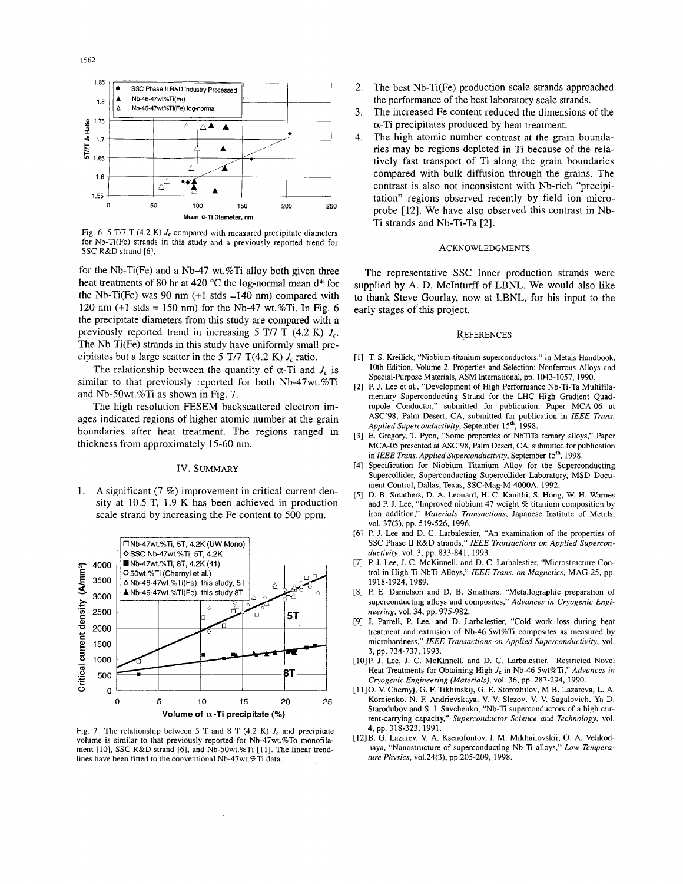1.85

SSC Phase II R&D Industry Processed

Nb-46-47wt%Ti(Fe)

Nb-46-47wt%Ti(Fe) log-normal

1.8

1.75

1.7

1.65

1.6

1.55

5T/7T $J_c$ Ratio

0 50 100 150 200 250

Mean α-Ti Diameter, nm

Fig. 6 5 T/7 T (4.2 K) $J_c$ compared with measured precipitate diameters for Nb-Ti(Fe) strands in this study and a previously reported trend for SSC R&D strand [6].

for the Nb-Ti(Fe) and a Nb-47 wt.%Ti alloy both given three heat treatments of 80 hr at 420 °C the log-normal mean d* for the Nb-Ti(Fe) was 90 nm (+1 stds =140 nm) compared with 120 nm (+1 stds = 150 nm) for the Nb-47 wt.%Ti. In Fig. 6 the precipitate diameters from this study are compared with a previously reported trend in increasing 5 T/7 T (4.2 K) $J_c$. The Nb-Ti(Fe) strands in this study have uniformly small precipitates but a large scatter in the 5 T/7 T(4.2 K) $J_c$ ratio.

The relationship between the quantity of α-Ti and $J_c$ is similar to that previously reported for both Nb-47wt.%Ti and Nb-50wt.%Ti as shown in Fig. 7.

The high resolution FESEM backscattered electron images indicated regions of higher atomic number at the grain boundaries after heat treatment. The regions ranged in thickness from approximately 15-60 nm.

## IV. Summary

1. A significant (7 %) improvement in critical current density at 10.5 T, 1.9 K has been achieved in production scale strand by increasing the Fe content to 500 ppm.
2. The best Nb-Ti(Fe) production scale strands approached the performance of the best laboratory scale strands.
3. The increased Fe content reduced the dimensions of the α-Ti precipitates produced by heat treatment.
4. The high atomic number contrast at the grain boundaries may be regions depleted in Ti because of the relatively fast transport of Ti along the grain boundaries compared with bulk diffusion through the grains. The contrast is also not inconsistent with Nb-rich "precipitation" regions observed recently by field ion microprobe [12]. We have also observed this contrast in Nb-Ti strands and Nb-Ti-Ta [2].

Nb-47wt.%Ti, 5T, 4.2K (UW Mono)

SSC Nb-47wt.%Ti, 5T, 4.2K

Nb-47wt.%Ti, 8T, 4.2K (41)

50wt.%Ti (Chernyl et al.)

Nb-46-47wt.%Ti(Fe), this study, 5T

Nb-46-47wt.%Ti(Fe), this study 8T

Critical current density (A/mm²)

4000

3500

3000

2500

2000

1500

1000

500

0

5T

8T

0 5 10 15 20 25

Volume of α-Ti precipitate (%)

Fig. 7 The relationship between 5 T and 8 T (4.2 K) $J_c$ and precipitate volume is similar to that previously reported for Nb-47wt.%To monofilament [10], SSC R&D strand [6], and Nb-50wt.%Ti [11]. The linear trendlines have been fitted to the conventional Nb-47wt.%Ti data.

## Acknowledgments

The representative SSC Inner production strands were supplied by A. D. McInturff of LBNL. We would also like to thank Steve Gourlay, now at LBNL, for his input to the early stages of this project.

## References

[1] T. S. Kreilick, "Niobium-titanium superconductors," in Metals Handbook, 10th Edition, Volume 2, Properties and Selection: Nonferrous Alloys and Special-Purpose Materials, ASM International, pp. 1043-1057, 1990.

[2] P. J. Lee et al., "Development of High Performance Nb-Ti-Ta Multifilamentary Superconducting Strand for the LHC High Gradient Quadrupole Conductor," submitted for publication. Paper MCA-06 at ASC'98, Palm Desert, CA, submitted for publication in *IEEE Trans. Applied Superconductivity*, September 15th, 1998.

[3] E. Gregory, T. Pyon, "Some properties of NbTiTa ternary alloys," Paper MCA-05 presented at ASC'98, Palm Desert, CA, submitted for publication in *IEEE Trans. Applied Superconductivity*, September 15th, 1998.

[4] Specification for Niobium Titanium Alloy for the Superconducting Supercollider, Superconducting Supercollider Laboratory, MSD Document Control, Dallas, Texas, SSC-Mag-M-4000A, 1992.

[5] D. B. Smathers, D. A. Leonard, H. C. Kanithi, S. Hong, W. H. Warnes and P. J. Lee, "Improved niobium 47 weight % titanium composition by iron addition," *Materials Transactions*, Japanese Institute of Metals, vol. 37(3), pp. 519-526, 1996.

[6] P. J. Lee and D. C. Larbalestier, "An examination of the properties of SSC Phase II R&D strands," *IEEE Transactions on Applied Superconductivity*, vol. 3, pp. 833-841, 1993.

[7] P. J. Lee, J. C. McKinnell, and D. C. Larbalestier, "Microstructure Control in High Ti NbTi Alloys," *IEEE Trans. on Magnetics*, MAG-25, pp. 1918-1924, 1989.

[8] P. E. Danielson and D. B. Smathers, "Metallographic preparation of superconducting alloys and composites," *Advances in Cryogenic Engineering*, vol. 34, pp. 975-982.

[9] J. Parrell, P. Lee, and D. Larbalestier, "Cold work loss during heat treatment and extrusion of Nb-46.5wt%Ti composites as measured by microhardness," *IEEE Transactions on Applied Superconductivity*, vol. 3, pp. 734-737, 1993.

[10] P. J. Lee, J. C. McKinnell, and D. C. Larbalestier, "Restricted Novel Heat Treatments for Obtaining High $J_c$ in Nb-46.5wt%Ti," *Advances in Cryogenic Engineering (Materials)*, vol. 36, pp. 287-294, 1990.

[11] O. V. Chernyj, G. F. Tikhinskij, G. E. Storozhilov, M B. Lazareva, L. A. Kornienko, N. F. Andrievskaya, V. V. Slezov, V. V. Sagalovich, Ya D. Starodubov and S. I. Savchenko, "Nb-Ti superconductors of a high current-carrying capacity," *Superconductor Science and Technology*, vol. 4, pp. 318-323, 1991.

[12] B. G. Lazarev, V. A. Ksenofontov, I. M. Mikhailovskii, O. A. Velikodnaya, "Nanostructure of superconducting Nb-Ti alloys," *Low Temperature Physics*, vol.24(3), pp.205-209, 1998.